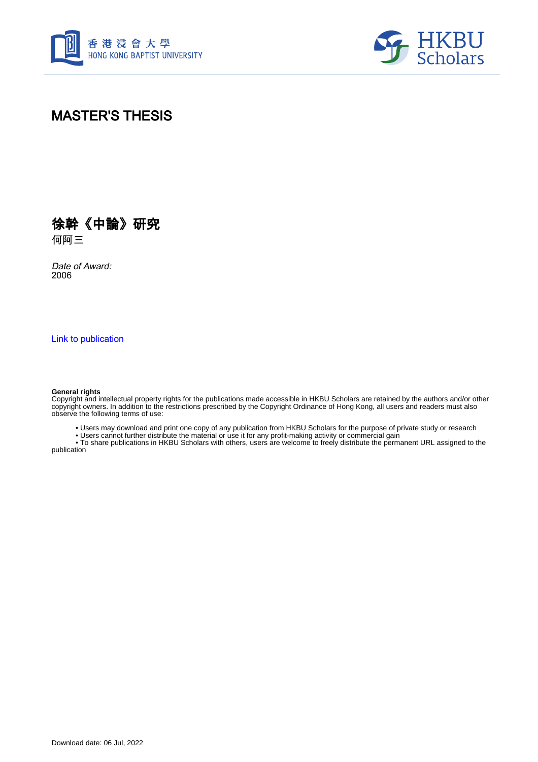# MASTER'S THESIS

## 徐幹《中論》研究

何阿三

*Date of Award:*
2006

Link to publication

**General rights**
Copyright and intellectual property rights for the publications made accessible in HKBU Scholars are retained by the authors and/or other copyright owners. In addition to the restrictions prescribed by the Copyright Ordinance of Hong Kong, all users and readers must also observe the following terms of use:

- Users may download and print one copy of any publication from HKBU Scholars for the purpose of private study or research
- Users cannot further distribute the material or use it for any profit-making activity or commercial gain
- To share publications in HKBU Scholars with others, users are welcome to freely distribute the permanent URL assigned to the publication

Download date: 06 Jul, 2022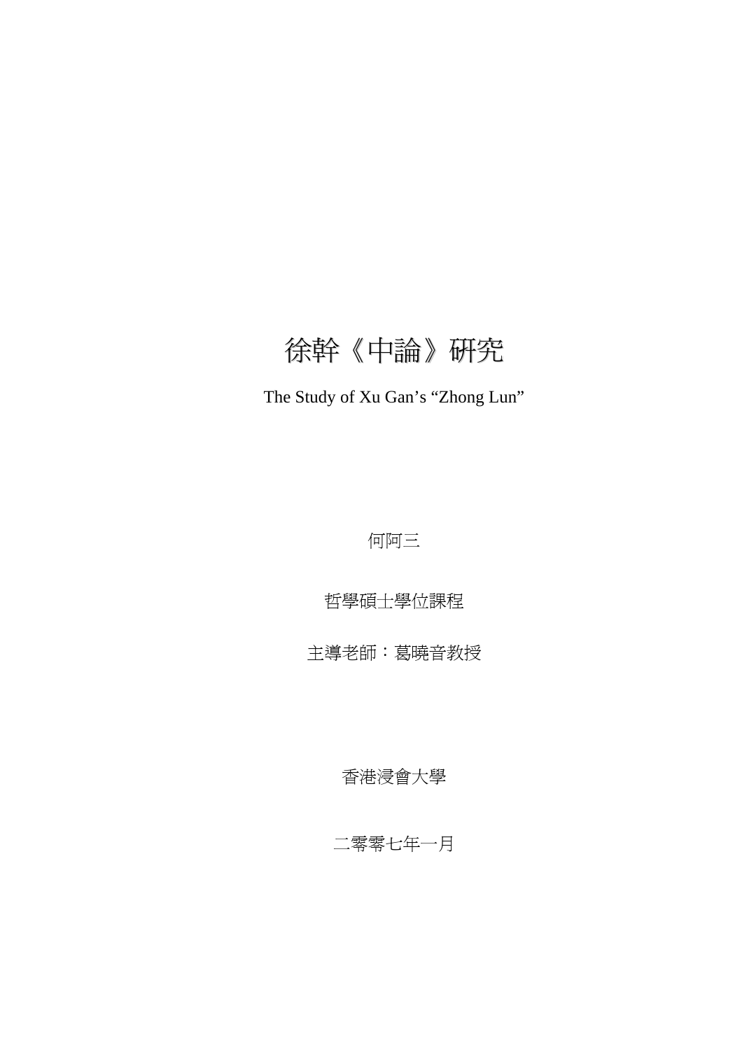# 徐幹《中論》研究

The Study of Xu Gan's "Zhong Lun"

何阿三

哲學碩士學位課程

主導老師：葛曉音教授

香港浸會大學

二零零七年一月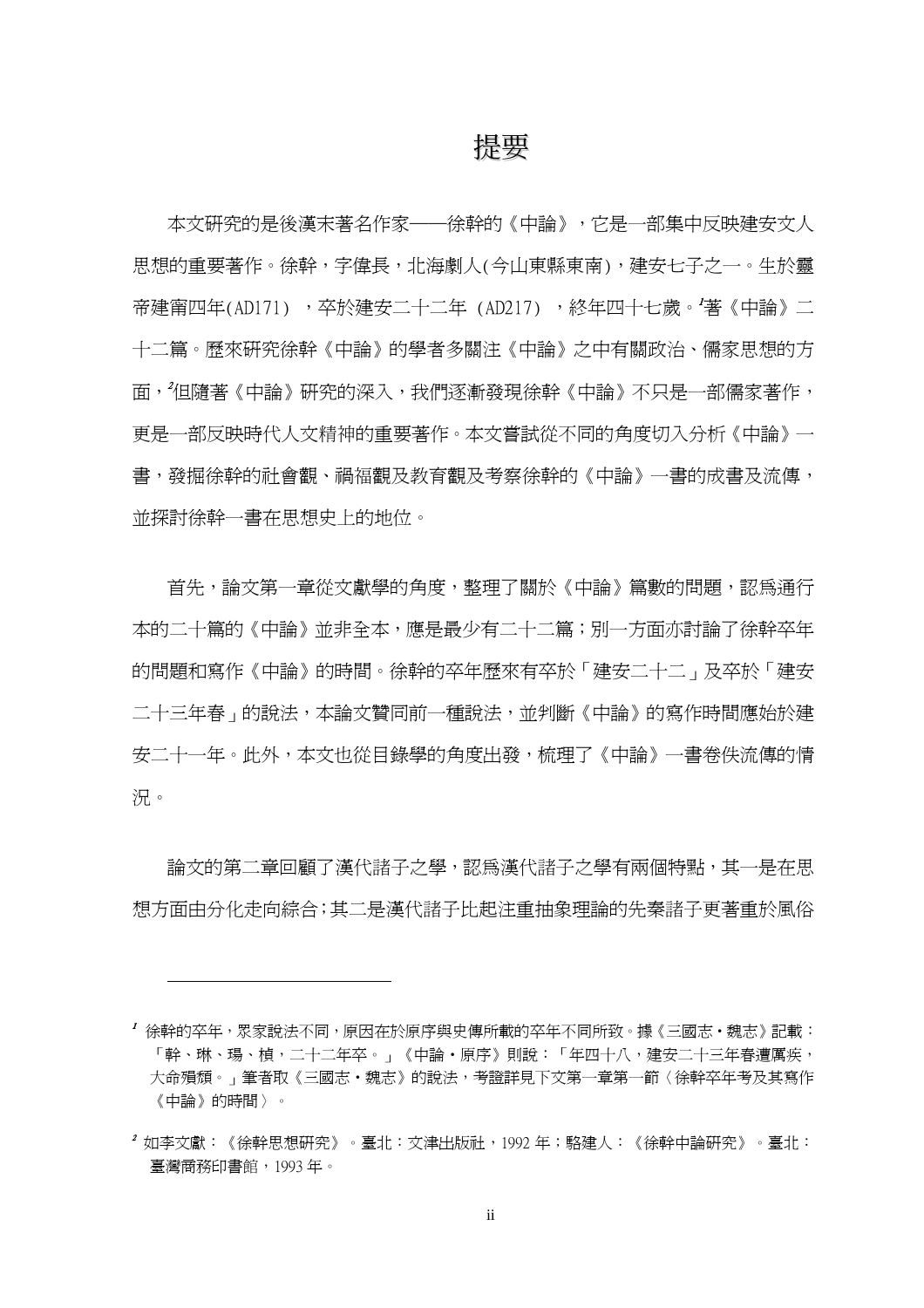# 提要

本文研究的是後漢末著名作家——徐幹的《中論》，它是一部集中反映建安文人思想的重要著作。徐幹，字偉長，北海劇人(今山東縣東南)，建安七子之一。生於靈帝建甯四年(AD171)，卒於建安二十二年 (AD217)，終年四十七歲。[1]著《中論》二十二篇。歷來研究徐幹《中論》的學者多關注《中論》之中有關政治、儒家思想的方面，[2]但隨著《中論》研究的深入，我們逐漸發現徐幹《中論》不只是一部儒家著作，更是一部反映時代人文精神的重要著作。本文嘗試從不同的角度切入分析《中論》一書，發掘徐幹的社會觀、禍福觀及教育觀及考察徐幹的《中論》一書的成書及流傳，並探討徐幹一書在思想史上的地位。

首先，論文第一章從文獻學的角度，整理了關於《中論》篇數的問題，認爲通行本的二十篇的《中論》並非全本，應是最少有二十二篇；別一方面亦討論了徐幹卒年的問題和寫作《中論》的時間。徐幹的卒年歷來有卒於「建安二十二」及卒於「建安二十三年春」的說法，本論文贊同前一種說法，並判斷《中論》的寫作時間應始於建安二十一年。此外，本文也從目錄學的角度出發，梳理了《中論》一書卷佚流傳的情況。

論文的第二章回顧了漢代諸子之學，認爲漢代諸子之學有兩個特點，其一是在思想方面由分化走向綜合；其二是漢代諸子比起注重抽象理論的先秦諸子更著重於風俗

---

[1] 徐幹的卒年，眾家說法不同，原因在於原序與史傳所載的卒年不同所致。據《三國志・魏志》記載：「幹、琳、瑒、楨，二十二年卒。」《中論・原序》則說：「年四十八，建安二十三年春遭厲疾，大命殞頹。」筆者取《三國志・魏志》的說法，考證詳見下文第一章第一節〈徐幹卒年考及其寫作《中論》的時間〉。

[2] 如李文獻：《徐幹思想研究》。臺北：文津出版社，1992 年；駱建人：《徐幹中論研究》。臺北：臺灣商務印書館，1993 年。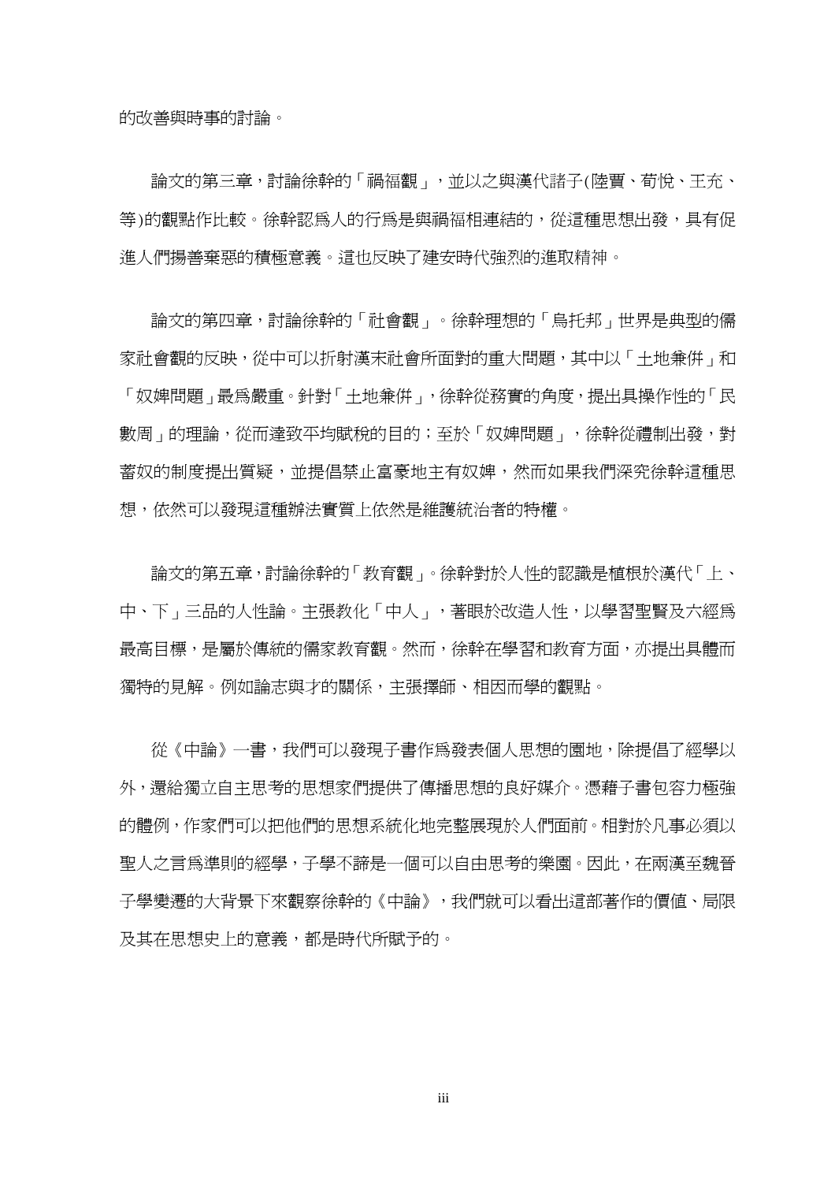的改善與時事的討論。

論文的第三章，討論徐幹的「禍福觀」，並以之與漢代諸子(陸賈、荀悅、王充、等)的觀點作比較。徐幹認爲人的行爲是與禍福相連結的，從這種思想出發，具有促進人們揚善棄惡的積極意義。這也反映了建安時代強烈的進取精神。

論文的第四章，討論徐幹的「社會觀」。徐幹理想的「烏托邦」世界是典型的儒家社會觀的反映，從中可以折射漢末社會所面對的重大問題，其中以「土地兼併」和「奴婢問題」最爲嚴重。針對「土地兼併」，徐幹從務實的角度，提出具操作性的「民數周」的理論，從而達致平均賦稅的目的；至於「奴婢問題」，徐幹從禮制出發，對蓄奴的制度提出質疑，並提倡禁止富豪地主有奴婢，然而如果我們深究徐幹這種思想，依然可以發現這種辦法實質上依然是維護統治者的特權。

論文的第五章，討論徐幹的「教育觀」。徐幹對於人性的認識是植根於漢代「上、中、下」三品的人性論。主張教化「中人」，著眼於改造人性，以學習聖賢及六經爲最高目標，是屬於傳統的儒家教育觀。然而，徐幹在學習和教育方面，亦提出具體而獨特的見解。例如論志與才的關係，主張擇師、相因而學的觀點。

從《中論》一書，我們可以發現子書作爲發表個人思想的園地，除提倡了經學以外，還給獨立自主思考的思想家們提供了傳播思想的良好媒介。憑藉子書包容力極強的體例，作家們可以把他們的思想系統化地完整展現於人們面前。相對於凡事必須以聖人之言爲準則的經學，子學不諦是一個可以自由思考的樂園。因此，在兩漢至魏晉子學變遷的大背景下來觀察徐幹的《中論》，我們就可以看出這部著作的價值、局限及其在思想史上的意義，都是時代所賦予的。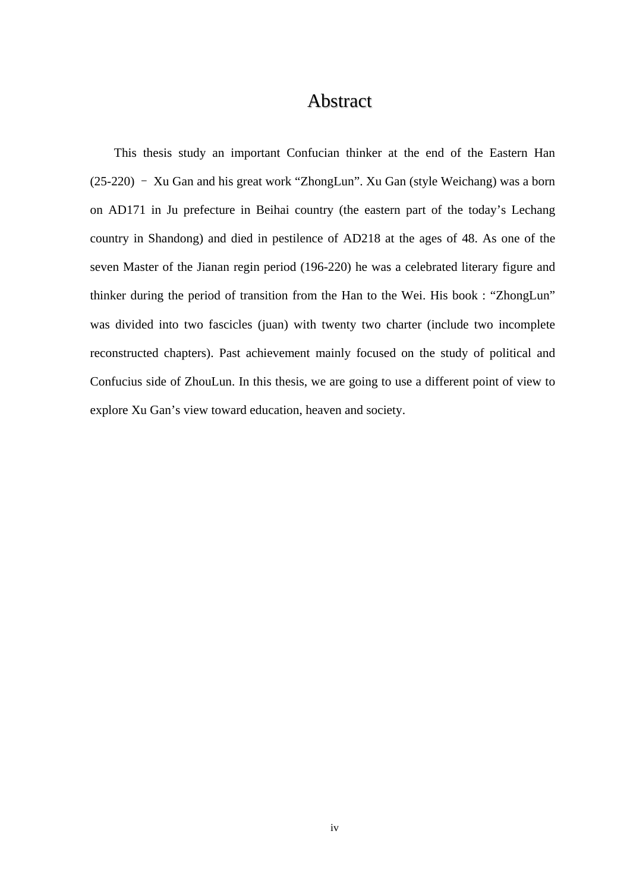# Abstract

This thesis study an important Confucian thinker at the end of the Eastern Han (25-220) – Xu Gan and his great work "ZhongLun". Xu Gan (style Weichang) was a born on AD171 in Ju prefecture in Beihai country (the eastern part of the today's Lechang country in Shandong) and died in pestilence of AD218 at the ages of 48. As one of the seven Master of the Jianan regin period (196-220) he was a celebrated literary figure and thinker during the period of transition from the Han to the Wei. His book : "ZhongLun" was divided into two fascicles (juan) with twenty two charter (include two incomplete reconstructed chapters). Past achievement mainly focused on the study of political and Confucius side of ZhouLun. In this thesis, we are going to use a different point of view to explore Xu Gan's view toward education, heaven and society.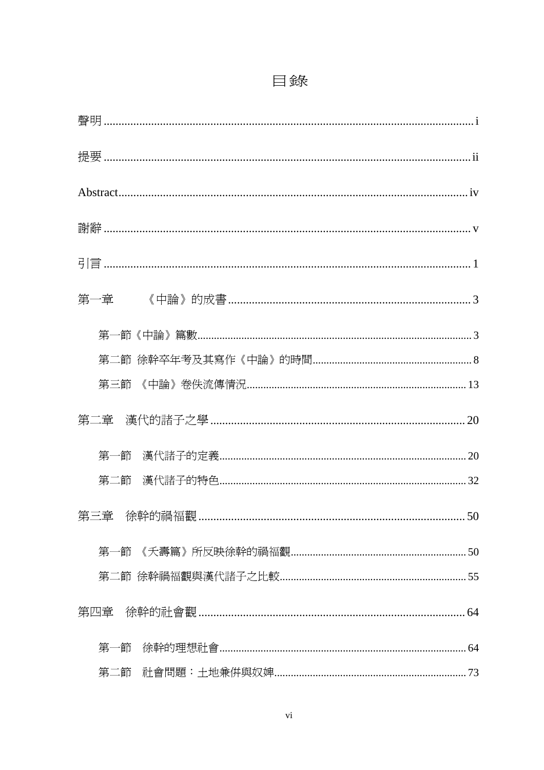# 目錄

聲明 ........ i

提要 ........ ii

Abstract ........ iv

謝辭 ........ v

引言 ........ 1

第一章　　《中論》的成書 ........ 3

- 第一節《中論》篇數 ........ 3
- 第二節 徐幹卒年考及其寫作《中論》的時間 ........ 8
- 第三節 《中論》卷佚流傳情況 ........ 13

第二章　漢代的諸子之學 ........ 20

- 第一節　漢代諸子的定義 ........ 20
- 第二節　漢代諸子的特色 ........ 32

第三章　徐幹的禍福觀 ........ 50

- 第一節 《夭壽篇》所反映徐幹的禍福觀 ........ 50
- 第二節 徐幹禍福觀與漢代諸子之比較 ........ 55

第四章　徐幹的社會觀 ........ 64

- 第一節　徐幹的理想社會 ........ 64
- 第二節　社會問題：土地兼併與奴婢 ........ 73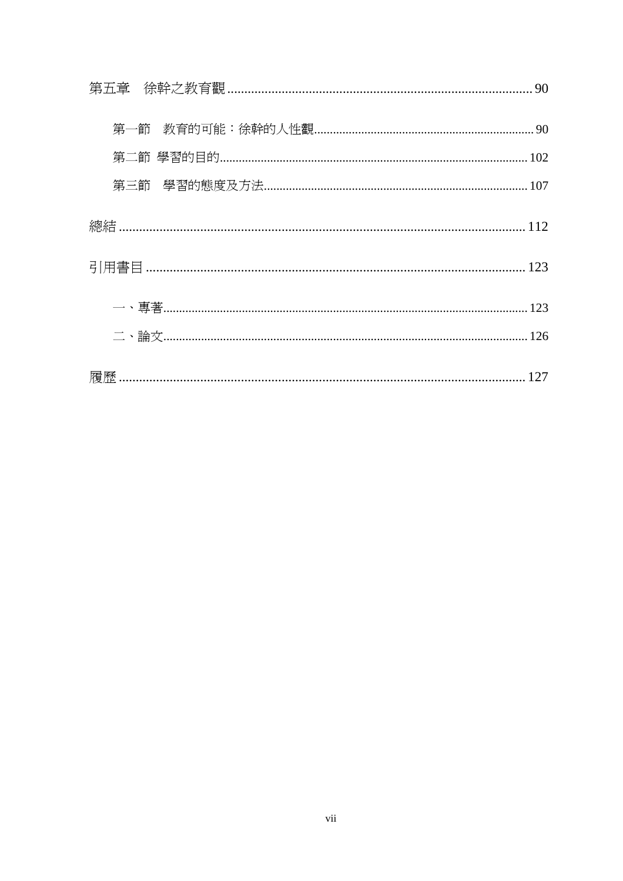第五章　徐幹之教育觀 ........................................................................................ 90

第一節　教育的可能：徐幹的人性觀 ...................................................................... 90

第二節 學習的目的 ................................................................................................ 102

第三節　學習的態度及方法 .................................................................................. 107

總結 ........................................................................................................................ 112

引用書目 ................................................................................................................ 123

一、專著 ................................................................................................................ 123

二、論文 ................................................................................................................ 126

履歷 ........................................................................................................................ 127